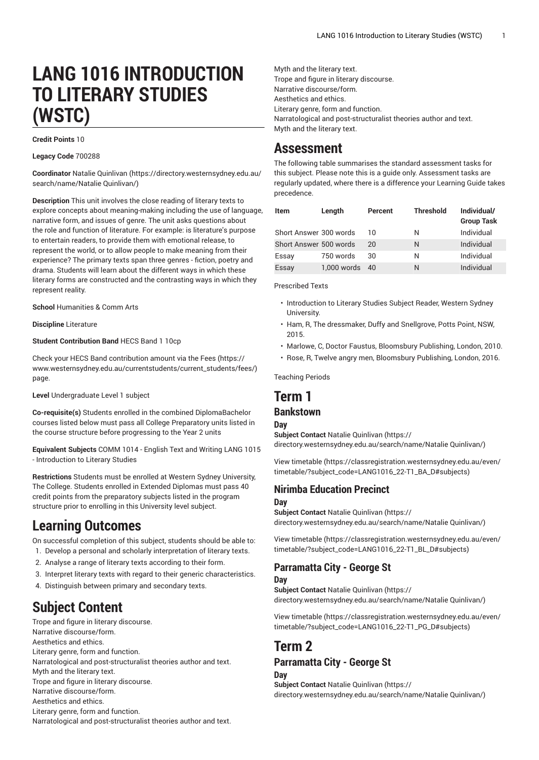# LANG 1016 INTRODUCTION TO LITERARY STUDIES (WSTC)

**Credit Points** 10

**Legacy Code** 700288

**Coordinator** Natalie Quinlivan (https://directory.westernsydney.edu.au/search/name/Natalie Quinlivan/)

**Description** This unit involves the close reading of literary texts to explore concepts about meaning-making including the use of language, narrative form, and issues of genre. The unit asks questions about the role and function of literature. For example: is literature's purpose to entertain readers, to provide them with emotional release, to represent the world, or to allow people to make meaning from their experience? The primary texts span three genres - fiction, poetry and drama. Students will learn about the different ways in which these literary forms are constructed and the contrasting ways in which they represent reality.

**School** Humanities & Comm Arts

**Discipline** Literature

**Student Contribution Band** HECS Band 1 10cp

Check your HECS Band contribution amount via the Fees (https://www.westernsydney.edu.au/currentstudents/current_students/fees/) page.

**Level** Undergraduate Level 1 subject

**Co-requisite(s)** Students enrolled in the combined DiplomaBachelor courses listed below must pass all College Preparatory units listed in the course structure before progressing to the Year 2 units

**Equivalent Subjects** COMM 1014 - English Text and Writing LANG 1015 - Introduction to Literary Studies

**Restrictions** Students must be enrolled at Western Sydney University, The College. Students enrolled in Extended Diplomas must pass 40 credit points from the preparatory subjects listed in the program structure prior to enrolling in this University level subject.

## Learning Outcomes

On successful completion of this subject, students should be able to:

1. Develop a personal and scholarly interpretation of literary texts.
2. Analyse a range of literary texts according to their form.
3. Interpret literary texts with regard to their generic characteristics.
4. Distinguish between primary and secondary texts.

## Subject Content

Trope and figure in literary discourse.
Narrative discourse/form.
Aesthetics and ethics.
Literary genre, form and function.
Narratological and post-structuralist theories author and text.
Myth and the literary text.
Trope and figure in literary discourse.
Narrative discourse/form.
Aesthetics and ethics.
Literary genre, form and function.
Narratological and post-structuralist theories author and text.
Myth and the literary text.
Trope and figure in literary discourse.
Narrative discourse/form.
Aesthetics and ethics.
Literary genre, form and function.
Narratological and post-structuralist theories author and text.
Myth and the literary text.

## Assessment

The following table summarises the standard assessment tasks for this subject. Please note this is a guide only. Assessment tasks are regularly updated, where there is a difference your Learning Guide takes precedence.

| Item | Length | Percent | Threshold | Individual/ Group Task |
|---|---|---|---|---|
| Short Answer | 300 words | 10 | N | Individual |
| Short Answer | 500 words | 20 | N | Individual |
| Essay | 750 words | 30 | N | Individual |
| Essay | 1,000 words | 40 | N | Individual |

Prescribed Texts

- Introduction to Literary Studies Subject Reader, Western Sydney University.
- Ham, R, The dressmaker, Duffy and Snellgrove, Potts Point, NSW, 2015.
- Marlowe, C, Doctor Faustus, Bloomsbury Publishing, London, 2010.
- Rose, R, Twelve angry men, Bloomsbury Publishing, London, 2016.

Teaching Periods

# Term 1

## Bankstown

### Day

**Subject Contact** Natalie Quinlivan (https://directory.westernsydney.edu.au/search/name/Natalie Quinlivan/)

View timetable (https://classregistration.westernsydney.edu.au/even/timetable/?subject_code=LANG1016_22-T1_BA_D#subjects)

## Nirimba Education Precinct

### Day

**Subject Contact** Natalie Quinlivan (https://directory.westernsydney.edu.au/search/name/Natalie Quinlivan/)

View timetable (https://classregistration.westernsydney.edu.au/even/timetable/?subject_code=LANG1016_22-T1_BL_D#subjects)

## Parramatta City - George St

### Day

**Subject Contact** Natalie Quinlivan (https://directory.westernsydney.edu.au/search/name/Natalie Quinlivan/)

View timetable (https://classregistration.westernsydney.edu.au/even/timetable/?subject_code=LANG1016_22-T1_PG_D#subjects)

# Term 2

## Parramatta City - George St

### Day

**Subject Contact** Natalie Quinlivan (https://directory.westernsydney.edu.au/search/name/Natalie Quinlivan/)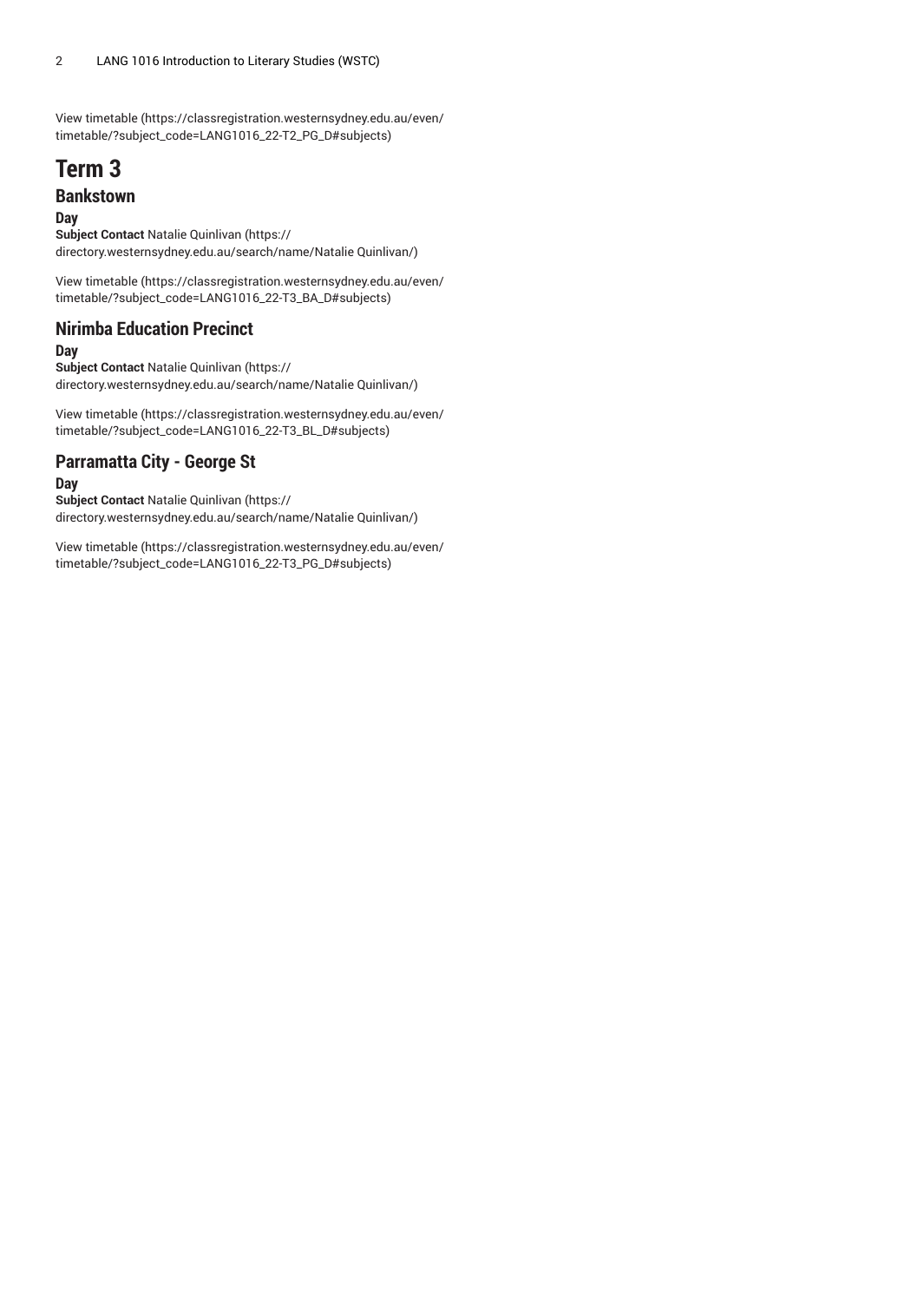View timetable (https://classregistration.westernsydney.edu.au/even/timetable/?subject_code=LANG1016_22-T2_PG_D#subjects)

# Term 3

## Bankstown

### Day

**Subject Contact** Natalie Quinlivan (https://directory.westernsydney.edu.au/search/name/Natalie Quinlivan/)

View timetable (https://classregistration.westernsydney.edu.au/even/timetable/?subject_code=LANG1016_22-T3_BA_D#subjects)

## Nirimba Education Precinct

### Day

**Subject Contact** Natalie Quinlivan (https://directory.westernsydney.edu.au/search/name/Natalie Quinlivan/)

View timetable (https://classregistration.westernsydney.edu.au/even/timetable/?subject_code=LANG1016_22-T3_BL_D#subjects)

## Parramatta City - George St

### Day

**Subject Contact** Natalie Quinlivan (https://directory.westernsydney.edu.au/search/name/Natalie Quinlivan/)

View timetable (https://classregistration.westernsydney.edu.au/even/timetable/?subject_code=LANG1016_22-T3_PG_D#subjects)